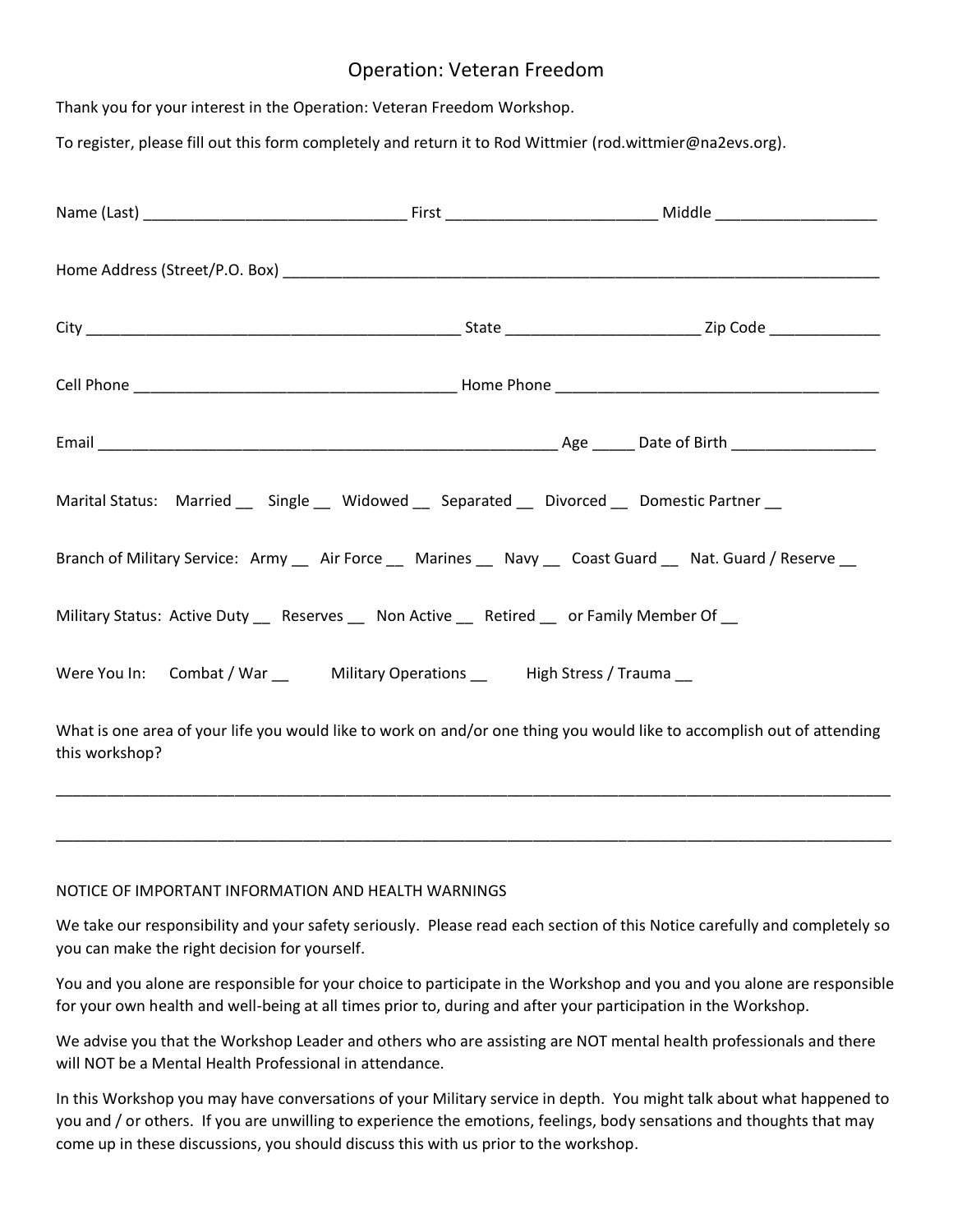# Operation: Veteran Freedom

Thank you for your interest in the Operation: Veteran Freedom Workshop.

To register, please fill out this form completely and return it to Rod Wittmier (rod.wittmier@na2evs.org).

Name (Last) ______________________________ First ________________________ Middle __________________

Home Address (Street/P.O. Box) ______________________________________________________________________

City ____________________________________________ State ______________________ Zip Code _____________

Cell Phone ______________________________________ Home Phone ______________________________________

Email _____________________________________________________ Age _____ Date of Birth _________________

Marital Status: Married __ Single __ Widowed __ Separated __ Divorced __ Domestic Partner __

Branch of Military Service: Army __ Air Force __ Marines __ Navy __ Coast Guard __ Nat. Guard / Reserve __

Military Status: Active Duty __ Reserves __ Non Active __ Retired __ or Family Member Of __

Were You In: Combat / War __ Military Operations __ High Stress / Trauma __

What is one area of your life you would like to work on and/or one thing you would like to accomplish out of attending this workshop?

_____________________________________________________________________________________________________

_____________________________________________________________________________________________________

NOTICE OF IMPORTANT INFORMATION AND HEALTH WARNINGS

We take our responsibility and your safety seriously. Please read each section of this Notice carefully and completely so you can make the right decision for yourself.

You and you alone are responsible for your choice to participate in the Workshop and you and you alone are responsible for your own health and well-being at all times prior to, during and after your participation in the Workshop.

We advise you that the Workshop Leader and others who are assisting are NOT mental health professionals and there will NOT be a Mental Health Professional in attendance.

In this Workshop you may have conversations of your Military service in depth. You might talk about what happened to you and / or others. If you are unwilling to experience the emotions, feelings, body sensations and thoughts that may come up in these discussions, you should discuss this with us prior to the workshop.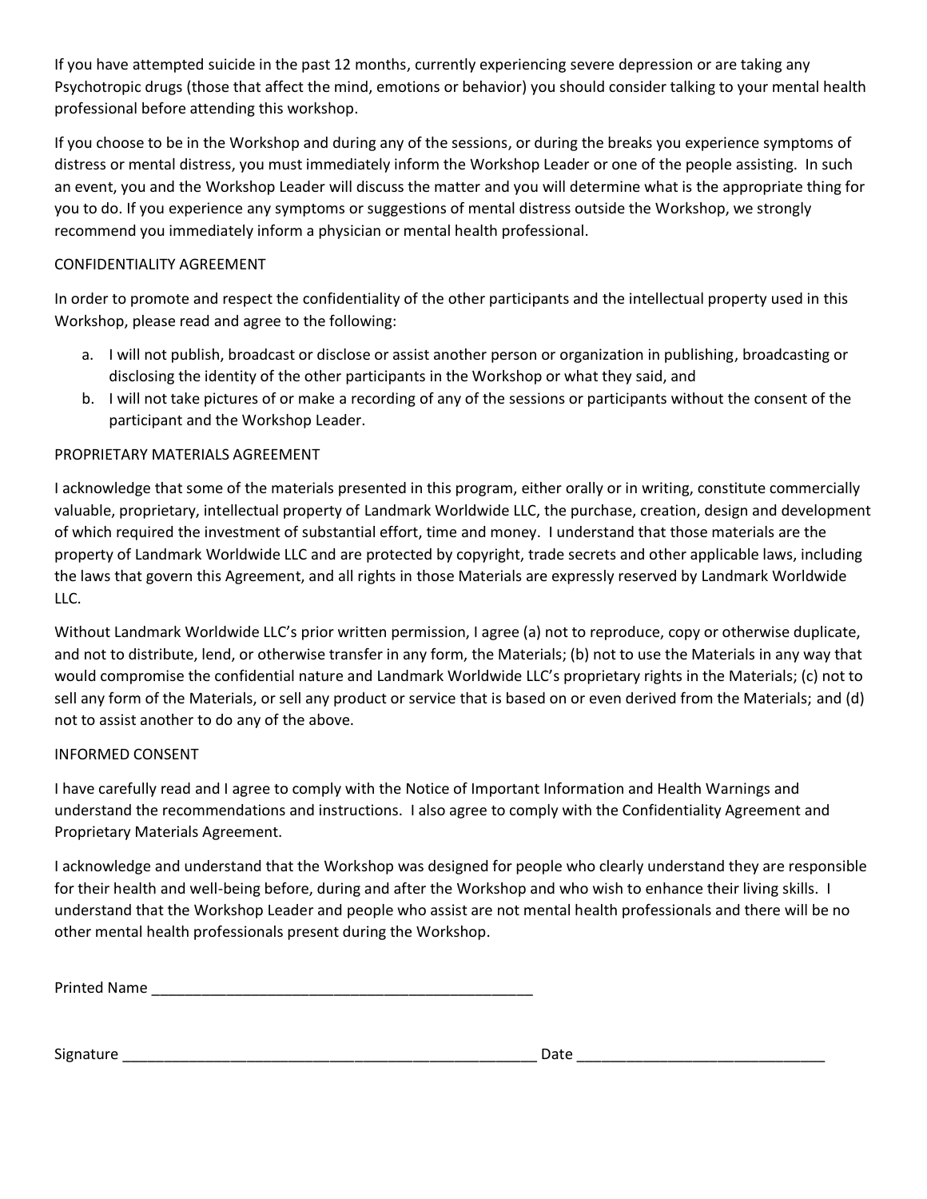If you have attempted suicide in the past 12 months, currently experiencing severe depression or are taking any Psychotropic drugs (those that affect the mind, emotions or behavior) you should consider talking to your mental health professional before attending this workshop.

If you choose to be in the Workshop and during any of the sessions, or during the breaks you experience symptoms of distress or mental distress, you must immediately inform the Workshop Leader or one of the people assisting. In such an event, you and the Workshop Leader will discuss the matter and you will determine what is the appropriate thing for you to do. If you experience any symptoms or suggestions of mental distress outside the Workshop, we strongly recommend you immediately inform a physician or mental health professional.

## CONFIDENTIALITY AGREEMENT

In order to promote and respect the confidentiality of the other participants and the intellectual property used in this Workshop, please read and agree to the following:

a. I will not publish, broadcast or disclose or assist another person or organization in publishing, broadcasting or disclosing the identity of the other participants in the Workshop or what they said, and
b. I will not take pictures of or make a recording of any of the sessions or participants without the consent of the participant and the Workshop Leader.

## PROPRIETARY MATERIALS AGREEMENT

I acknowledge that some of the materials presented in this program, either orally or in writing, constitute commercially valuable, proprietary, intellectual property of Landmark Worldwide LLC, the purchase, creation, design and development of which required the investment of substantial effort, time and money. I understand that those materials are the property of Landmark Worldwide LLC and are protected by copyright, trade secrets and other applicable laws, including the laws that govern this Agreement, and all rights in those Materials are expressly reserved by Landmark Worldwide LLC.

Without Landmark Worldwide LLC's prior written permission, I agree (a) not to reproduce, copy or otherwise duplicate, and not to distribute, lend, or otherwise transfer in any form, the Materials; (b) not to use the Materials in any way that would compromise the confidential nature and Landmark Worldwide LLC's proprietary rights in the Materials; (c) not to sell any form of the Materials, or sell any product or service that is based on or even derived from the Materials; and (d) not to assist another to do any of the above.

## INFORMED CONSENT

I have carefully read and I agree to comply with the Notice of Important Information and Health Warnings and understand the recommendations and instructions. I also agree to comply with the Confidentiality Agreement and Proprietary Materials Agreement.

I acknowledge and understand that the Workshop was designed for people who clearly understand they are responsible for their health and well-being before, during and after the Workshop and who wish to enhance their living skills. I understand that the Workshop Leader and people who assist are not mental health professionals and there will be no other mental health professionals present during the Workshop.

Printed Name ______________________________________________

Signature ___________________________________________________ Date ______________________________